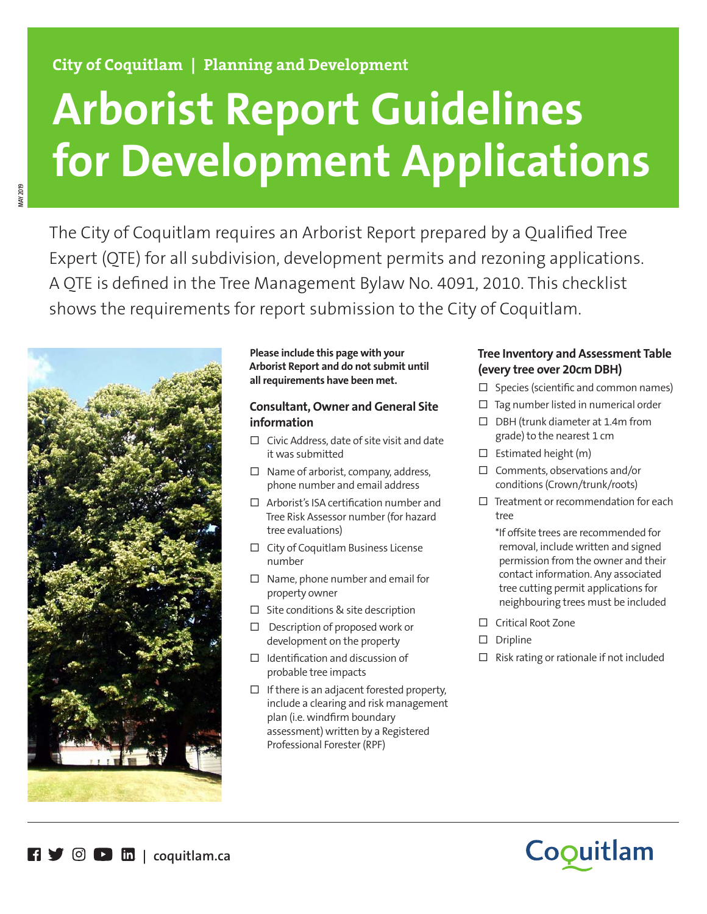City of Coquitlam | Planning and Development

# Arborist Report Guidelines for Development Applications

The City of Coquitlam requires an Arborist Report prepared by a Qualified Tree Expert (QTE) for all subdivision, development permits and rezoning applications. A QTE is defined in the Tree Management Bylaw No. 4091, 2010. This checklist shows the requirements for report submission to the City of Coquitlam.

**Please include this page with your Arborist Report and do not submit until all requirements have been met.**

### Consultant, Owner and General Site information

- ☐ Civic Address, date of site visit and date it was submitted
- ☐ Name of arborist, company, address, phone number and email address
- ☐ Arborist's ISA certification number and Tree Risk Assessor number (for hazard tree evaluations)
- ☐ City of Coquitlam Business License number
- ☐ Name, phone number and email for property owner
- ☐ Site conditions & site description
- ☐ Description of proposed work or development on the property
- ☐ Identification and discussion of probable tree impacts
- ☐ If there is an adjacent forested property, include a clearing and risk management plan (i.e. windfirm boundary assessment) written by a Registered Professional Forester (RPF)

### Tree Inventory and Assessment Table (every tree over 20cm DBH)

- ☐ Species (scientific and common names)
- ☐ Tag number listed in numerical order
- ☐ DBH (trunk diameter at 1.4m from grade) to the nearest 1 cm
- ☐ Estimated height (m)
- ☐ Comments, observations and/or conditions (Crown/trunk/roots)
- ☐ Treatment or recommendation for each tree

  *If offsite trees are recommended for removal, include written and signed permission from the owner and their contact information. Any associated tree cutting permit applications for neighbouring trees must be included
- ☐ Critical Root Zone
- ☐ Dripline
- ☐ Risk rating or rationale if not included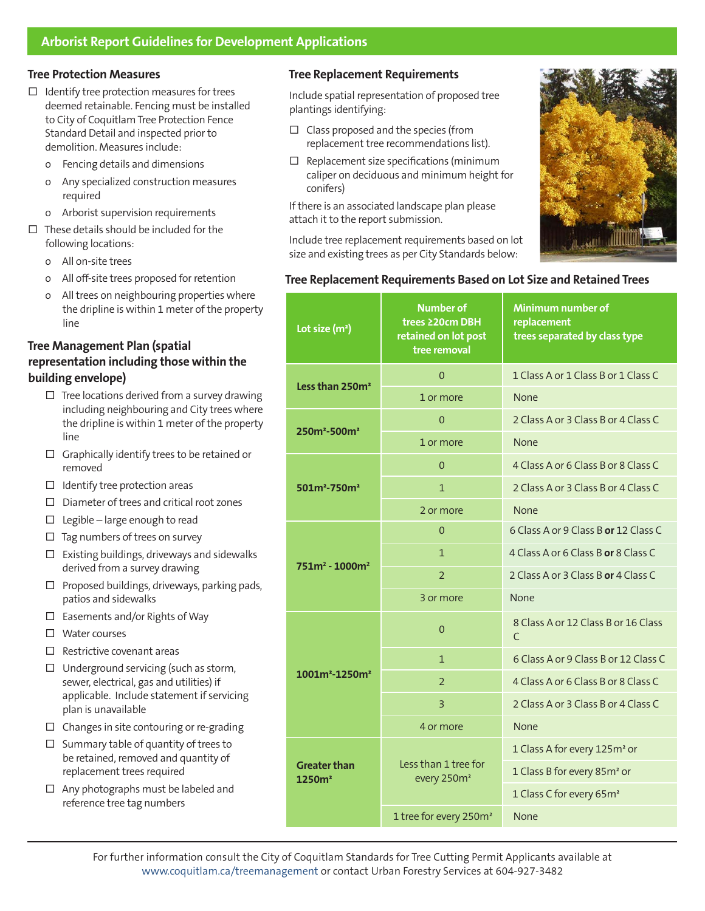## Arborist Report Guidelines for Development Applications

### Tree Protection Measures

- ☐ Identify tree protection measures for trees deemed retainable. Fencing must be installed to City of Coquitlam Tree Protection Fence Standard Detail and inspected prior to demolition. Measures include:
  - Fencing details and dimensions
  - Any specialized construction measures required
  - Arborist supervision requirements
- ☐ These details should be included for the following locations:
  - All on-site trees
  - All off-site trees proposed for retention
  - All trees on neighbouring properties where the dripline is within 1 meter of the property line

### Tree Management Plan (spatial representation including those within the building envelope)

- ☐ Tree locations derived from a survey drawing including neighbouring and City trees where the dripline is within 1 meter of the property line
- ☐ Graphically identify trees to be retained or removed
- ☐ Identify tree protection areas
- ☐ Diameter of trees and critical root zones
- ☐ Legible – large enough to read
- ☐ Tag numbers of trees on survey
- ☐ Existing buildings, driveways and sidewalks derived from a survey drawing
- ☐ Proposed buildings, driveways, parking pads, patios and sidewalks
- ☐ Easements and/or Rights of Way
- ☐ Water courses
- ☐ Restrictive covenant areas
- ☐ Underground servicing (such as storm, sewer, electrical, gas and utilities) if applicable. Include statement if servicing plan is unavailable
- ☐ Changes in site contouring or re-grading
- ☐ Summary table of quantity of trees to be retained, removed and quantity of replacement trees required
- ☐ Any photographs must be labeled and reference tree tag numbers

### Tree Replacement Requirements

Include spatial representation of proposed tree plantings identifying:

- ☐ Class proposed and the species (from replacement tree recommendations list).
- ☐ Replacement size specifications (minimum caliper on deciduous and minimum height for conifers)

If there is an associated landscape plan please attach it to the report submission.

Include tree replacement requirements based on lot size and existing trees as per City Standards below:

### Tree Replacement Requirements Based on Lot Size and Retained Trees

| Lot size ($m^2$) | Number of trees ≥20cm DBH retained on lot post tree removal | Minimum number of replacement trees separated by class type |
|---|---|---|
| Less than 250m² | 0 | 1 Class A or 1 Class B or 1 Class C |
| | 1 or more | None |
| 250m²-500m² | 0 | 2 Class A or 3 Class B or 4 Class C |
| | 1 or more | None |
| 501m²-750m² | 0 | 4 Class A or 6 Class B or 8 Class C |
| | 1 | 2 Class A or 3 Class B or 4 Class C |
| | 2 or more | None |
| 751m² - 1000m² | 0 | 6 Class A or 9 Class B **or** 12 Class C |
| | 1 | 4 Class A or 6 Class B **or** 8 Class C |
| | 2 | 2 Class A or 3 Class B **or** 4 Class C |
| | 3 or more | None |
| 1001m²-1250m² | 0 | 8 Class A or 12 Class B or 16 Class C |
| | 1 | 6 Class A or 9 Class B or 12 Class C |
| | 2 | 4 Class A or 6 Class B or 8 Class C |
| | 3 | 2 Class A or 3 Class B or 4 Class C |
| | 4 or more | None |
| Greater than 1250m² | Less than 1 tree for every 250m² | 1 Class A for every 125m² or |
| | | 1 Class B for every 85m² or |
| | | 1 Class C for every 65m² |
| | 1 tree for every 250m² | None |

For further information consult the City of Coquitlam Standards for Tree Cutting Permit Applicants available at www.coquitlam.ca/treemanagement or contact Urban Forestry Services at 604-927-3482